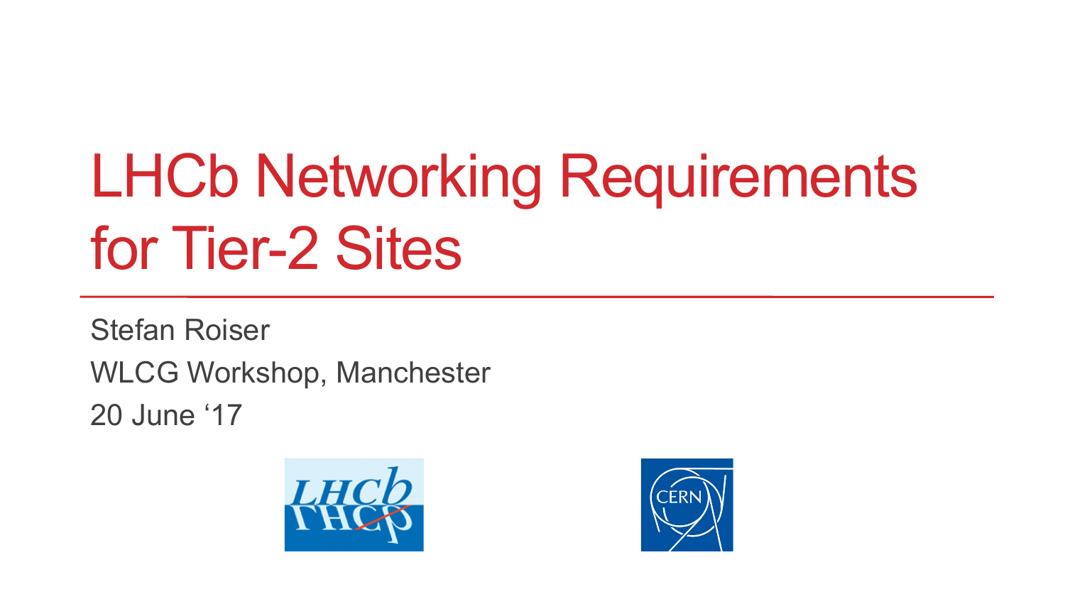# LHCb Networking Requirements for Tier-2 Sites

Stefan Roiser

WLCG Workshop, Manchester

20 June ‘17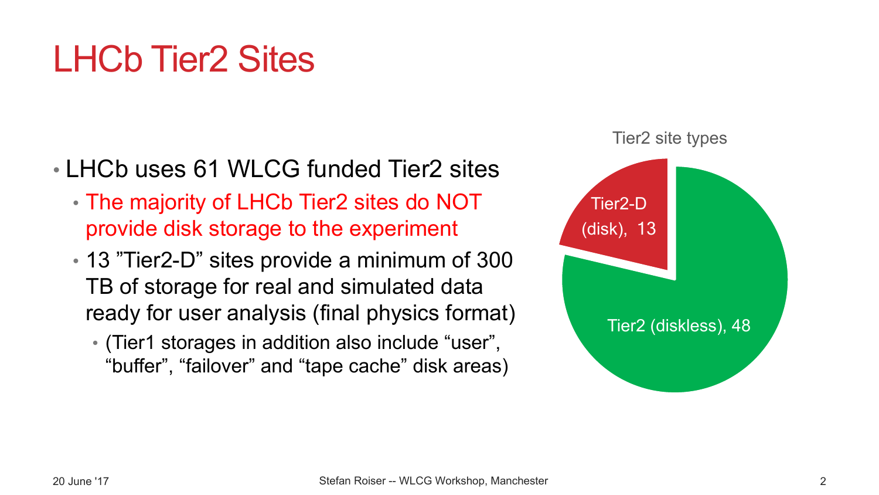# LHCb Tier2 Sites

- LHCb uses 61 WLCG funded Tier2 sites
  - The majority of LHCb Tier2 sites do NOT provide disk storage to the experiment
  - 13 ”Tier2-D” sites provide a minimum of 300 TB of storage for real and simulated data ready for user analysis (final physics format)
    - (Tier1 storages in addition also include “user”, “buffer”, “failover” and “tape cache” disk areas)

Tier2 site types

| Site type | Count |
| --- | --- |
| Tier2-D (disk) | 13 |
| Tier2 (diskless) | 48 |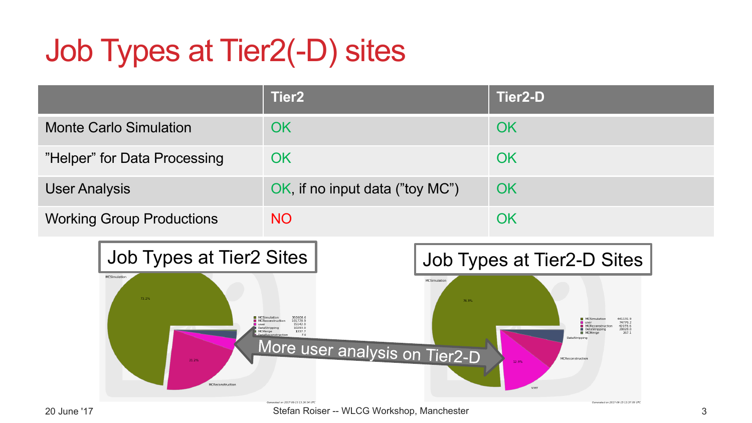# Job Types at Tier2(-D) sites

| | Tier2 | Tier2-D |
|---|---|---|
| Monte Carlo Simulation | OK | OK |
| "Helper" for Data Processing | OK | OK |
| User Analysis | OK, if no input data ("toy MC") | OK |
| Working Group Productions | NO | OK |

Job Types at Tier2 Sites

Job Types at Tier2-D Sites

More user analysis on Tier2-D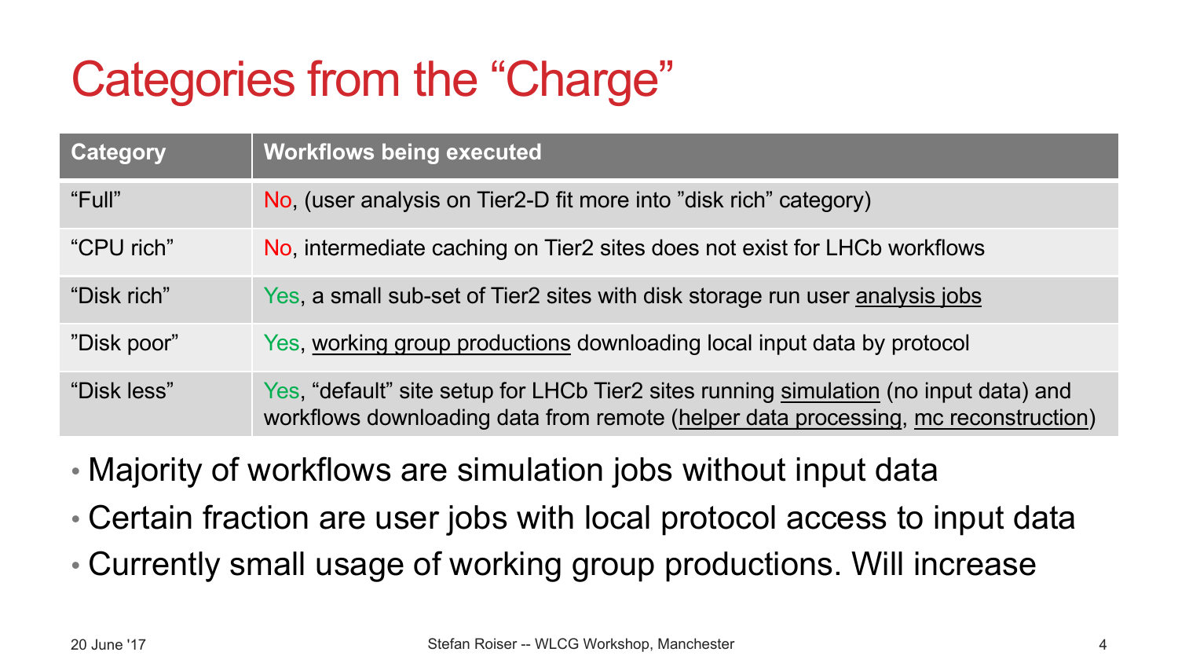# Categories from the “Charge”

| Category | Workflows being executed |
| --- | --- |
| “Full” | No, (user analysis on Tier2-D fit more into ”disk rich” category) |
| “CPU rich” | No, intermediate caching on Tier2 sites does not exist for LHCb workflows |
| “Disk rich” | Yes, a small sub-set of Tier2 sites with disk storage run user analysis jobs |
| ”Disk poor” | Yes, working group productions downloading local input data by protocol |
| “Disk less” | Yes, “default” site setup for LHCb Tier2 sites running simulation (no input data) and workflows downloading data from remote (helper data processing, mc reconstruction) |

- Majority of workflows are simulation jobs without input data
- Certain fraction are user jobs with local protocol access to input data
- Currently small usage of working group productions. Will increase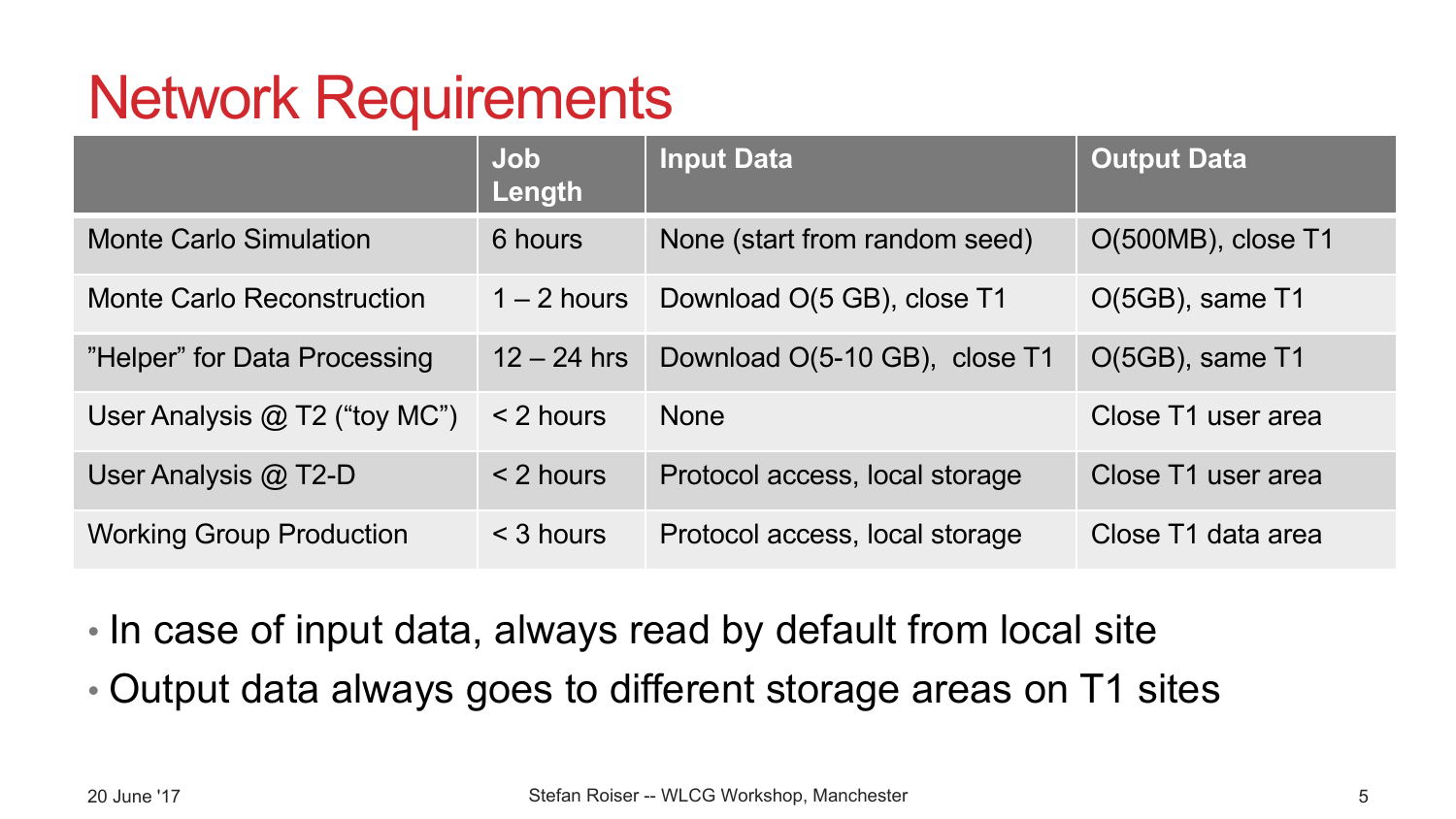# Network Requirements

| | Job Length | Input Data | Output Data |
|---|---|---|---|
| Monte Carlo Simulation | 6 hours | None (start from random seed) | O(500MB), close T1 |
| Monte Carlo Reconstruction | 1 – 2 hours | Download O(5 GB), close T1 | O(5GB), same T1 |
| "Helper" for Data Processing | 12 – 24 hrs | Download O(5-10 GB), close T1 | O(5GB), same T1 |
| User Analysis @ T2 ("toy MC") | < 2 hours | None | Close T1 user area |
| User Analysis @ T2-D | < 2 hours | Protocol access, local storage | Close T1 user area |
| Working Group Production | < 3 hours | Protocol access, local storage | Close T1 data area |

- In case of input data, always read by default from local site
- Output data always goes to different storage areas on T1 sites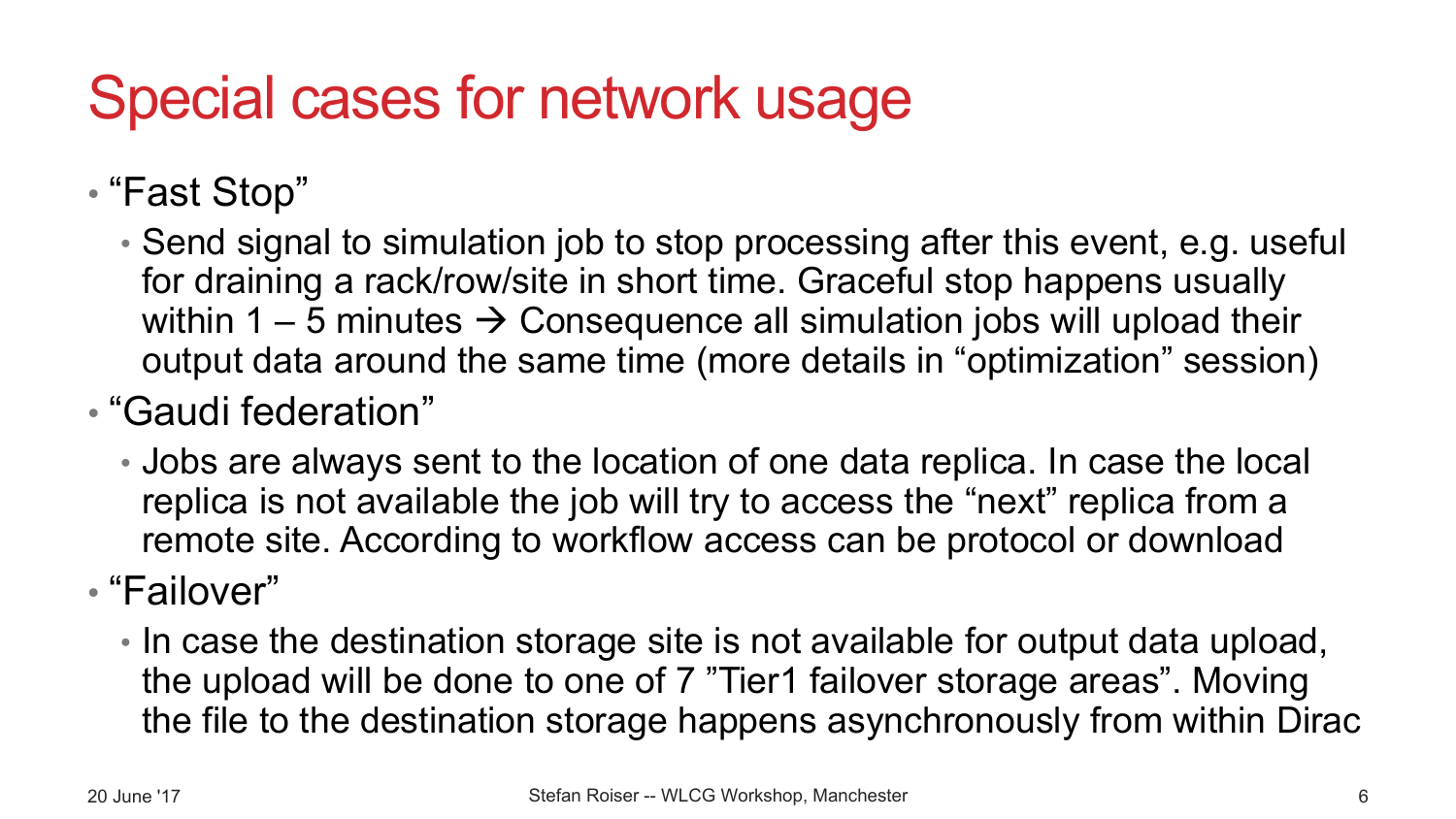# Special cases for network usage

- "Fast Stop"
  - Send signal to simulation job to stop processing after this event, e.g. useful for draining a rack/row/site in short time. Graceful stop happens usually within 1 – 5 minutes → Consequence all simulation jobs will upload their output data around the same time (more details in "optimization" session)
- "Gaudi federation"
  - Jobs are always sent to the location of one data replica. In case the local replica is not available the job will try to access the "next" replica from a remote site. According to workflow access can be protocol or download
- "Failover"
  - In case the destination storage site is not available for output data upload, the upload will be done to one of 7 "Tier1 failover storage areas". Moving the file to the destination storage happens asynchronously from within Dirac